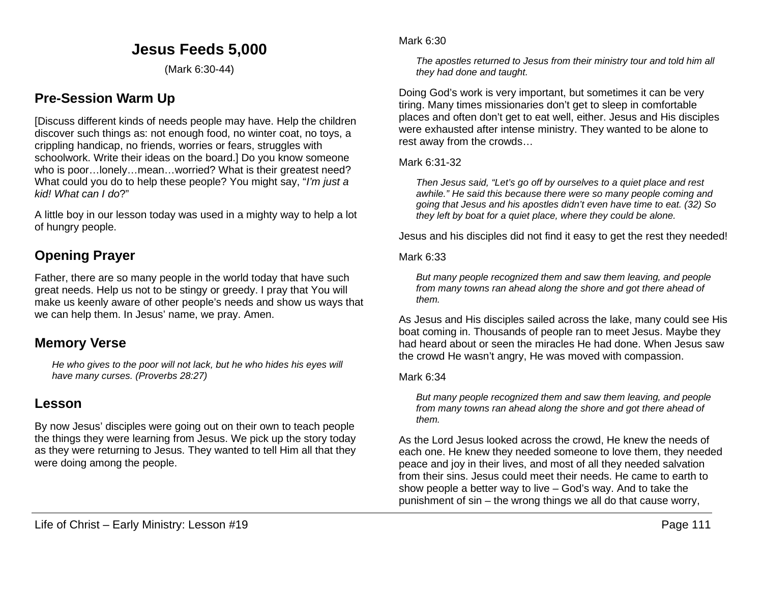# Jesus Feeds 5,000

(Mark 6:30-44)

## Pre-Session Warm Up

[Discuss different kinds of needs people may have. Help the children discover such things as: not enough food, no winter coat, no toys, a crippling handicap, no friends, worries or fears, struggles with schoolwork. Write their ideas on the board.] Do you know someone who is poor…lonely…mean…worried? What is their greatest need? What could you do to help these people? You might say, "*I'm just a kid! What can I do*?"

A little boy in our lesson today was used in a mighty way to help a lot of hungry people.

## Opening Prayer

Father, there are so many people in the world today that have such great needs. Help us not to be stingy or greedy. I pray that You will make us keenly aware of other people's needs and show us ways that we can help them. In Jesus' name, we pray. Amen.

## Memory Verse

> *He who gives to the poor will not lack, but he who hides his eyes will have many curses. (Proverbs 28:27)*

## Lesson

By now Jesus' disciples were going out on their own to teach people the things they were learning from Jesus. We pick up the story today as they were returning to Jesus. They wanted to tell Him all that they were doing among the people.

Mark 6:30

> *The apostles returned to Jesus from their ministry tour and told him all they had done and taught.*

Doing God's work is very important, but sometimes it can be very tiring. Many times missionaries don't get to sleep in comfortable places and often don't get to eat well, either. Jesus and His disciples were exhausted after intense ministry. They wanted to be alone to rest away from the crowds…

Mark 6:31-32

> *Then Jesus said, "Let's go off by ourselves to a quiet place and rest awhile." He said this because there were so many people coming and going that Jesus and his apostles didn't even have time to eat. (32) So they left by boat for a quiet place, where they could be alone.*

Jesus and his disciples did not find it easy to get the rest they needed!

Mark 6:33

> *But many people recognized them and saw them leaving, and people from many towns ran ahead along the shore and got there ahead of them.*

As Jesus and His disciples sailed across the lake, many could see His boat coming in. Thousands of people ran to meet Jesus. Maybe they had heard about or seen the miracles He had done. When Jesus saw the crowd He wasn't angry, He was moved with compassion.

Mark 6:34

> *But many people recognized them and saw them leaving, and people from many towns ran ahead along the shore and got there ahead of them.*

As the Lord Jesus looked across the crowd, He knew the needs of each one. He knew they needed someone to love them, they needed peace and joy in their lives, and most of all they needed salvation from their sins. Jesus could meet their needs. He came to earth to show people a better way to live – God's way. And to take the punishment of sin – the wrong things we all do that cause worry,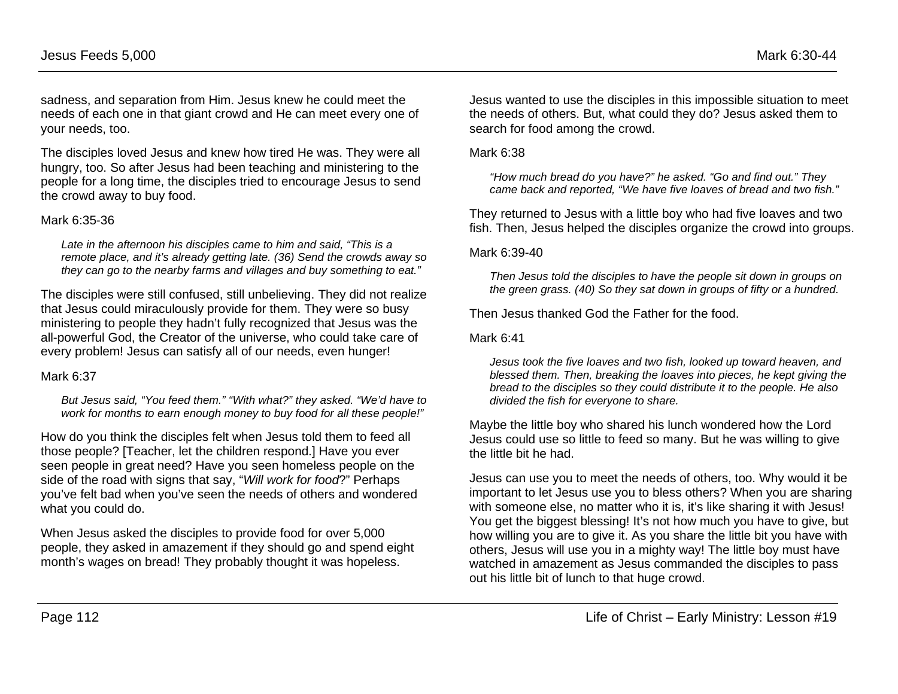sadness, and separation from Him. Jesus knew he could meet the needs of each one in that giant crowd and He can meet every one of your needs, too.

The disciples loved Jesus and knew how tired He was. They were all hungry, too. So after Jesus had been teaching and ministering to the people for a long time, the disciples tried to encourage Jesus to send the crowd away to buy food.

Mark 6:35-36

> *Late in the afternoon his disciples came to him and said, "This is a remote place, and it's already getting late. (36) Send the crowds away so they can go to the nearby farms and villages and buy something to eat."*

The disciples were still confused, still unbelieving. They did not realize that Jesus could miraculously provide for them. They were so busy ministering to people they hadn't fully recognized that Jesus was the all-powerful God, the Creator of the universe, who could take care of every problem! Jesus can satisfy all of our needs, even hunger!

Mark 6:37

> *But Jesus said, "You feed them." "With what?" they asked. "We'd have to work for months to earn enough money to buy food for all these people!"*

How do you think the disciples felt when Jesus told them to feed all those people? [Teacher, let the children respond.] Have you ever seen people in great need? Have you seen homeless people on the side of the road with signs that say, "*Will work for food*?" Perhaps you've felt bad when you've seen the needs of others and wondered what you could do.

When Jesus asked the disciples to provide food for over 5,000 people, they asked in amazement if they should go and spend eight month's wages on bread! They probably thought it was hopeless.

Jesus wanted to use the disciples in this impossible situation to meet the needs of others. But, what could they do? Jesus asked them to search for food among the crowd.

Mark 6:38

> *"How much bread do you have?" he asked. "Go and find out." They came back and reported, "We have five loaves of bread and two fish."*

They returned to Jesus with a little boy who had five loaves and two fish. Then, Jesus helped the disciples organize the crowd into groups.

Mark 6:39-40

> *Then Jesus told the disciples to have the people sit down in groups on the green grass. (40) So they sat down in groups of fifty or a hundred.*

Then Jesus thanked God the Father for the food.

Mark 6:41

> *Jesus took the five loaves and two fish, looked up toward heaven, and blessed them. Then, breaking the loaves into pieces, he kept giving the bread to the disciples so they could distribute it to the people. He also divided the fish for everyone to share.*

Maybe the little boy who shared his lunch wondered how the Lord Jesus could use so little to feed so many. But he was willing to give the little bit he had.

Jesus can use you to meet the needs of others, too. Why would it be important to let Jesus use you to bless others? When you are sharing with someone else, no matter who it is, it's like sharing it with Jesus! You get the biggest blessing! It's not how much you have to give, but how willing you are to give it. As you share the little bit you have with others, Jesus will use you in a mighty way! The little boy must have watched in amazement as Jesus commanded the disciples to pass out his little bit of lunch to that huge crowd.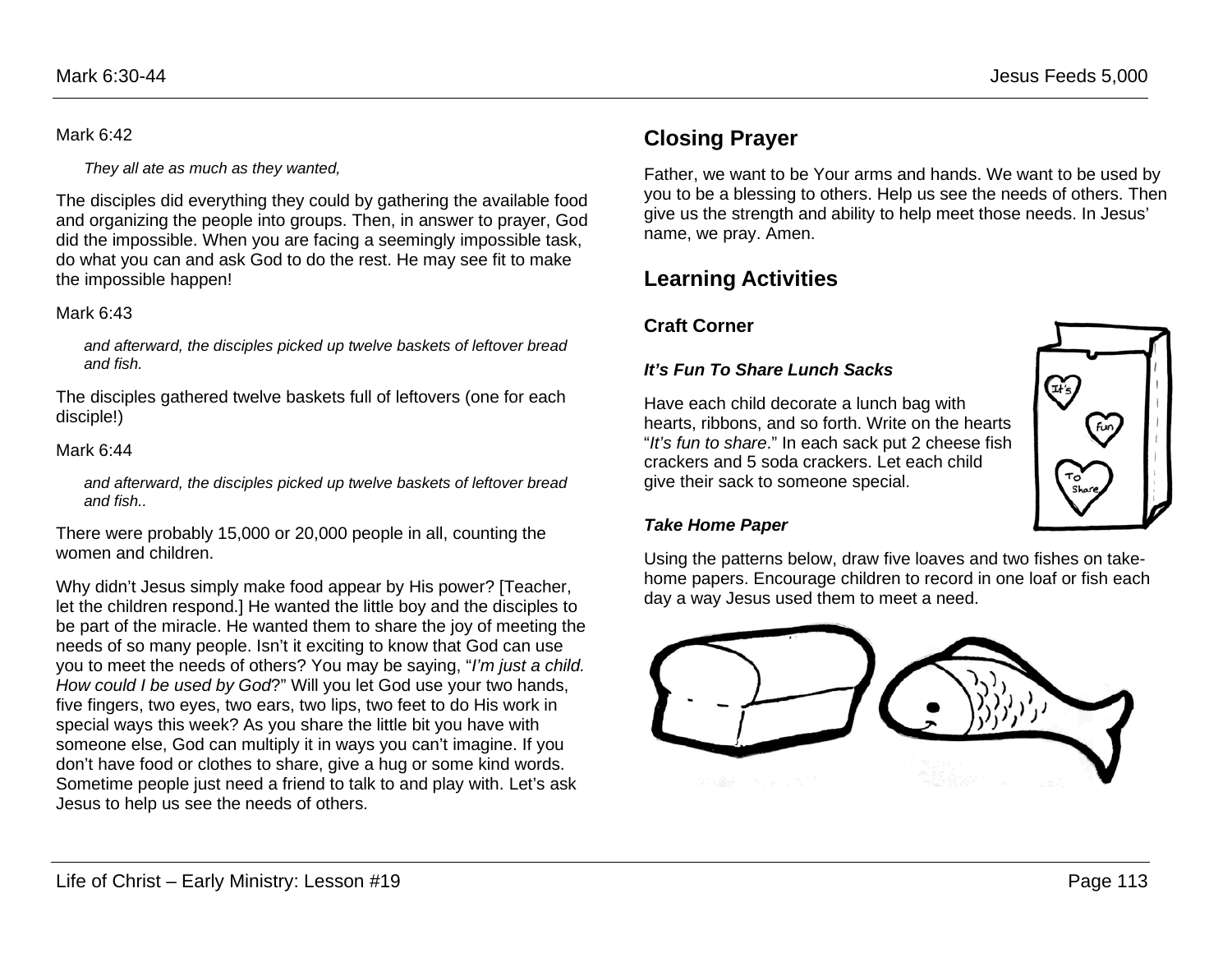Mark 6:42

*They all ate as much as they wanted,*

The disciples did everything they could by gathering the available food and organizing the people into groups. Then, in answer to prayer, God did the impossible. When you are facing a seemingly impossible task, do what you can and ask God to do the rest. He may see fit to make the impossible happen!

Mark 6:43

*and afterward, the disciples picked up twelve baskets of leftover bread and fish.*

The disciples gathered twelve baskets full of leftovers (one for each disciple!)

Mark 6:44

*and afterward, the disciples picked up twelve baskets of leftover bread and fish..*

There were probably 15,000 or 20,000 people in all, counting the women and children.

Why didn't Jesus simply make food appear by His power? [Teacher, let the children respond.] He wanted the little boy and the disciples to be part of the miracle. He wanted them to share the joy of meeting the needs of so many people. Isn't it exciting to know that God can use you to meet the needs of others? You may be saying, "*I'm just a child. How could I be used by God*?" Will you let God use your two hands, five fingers, two eyes, two ears, two lips, two feet to do His work in special ways this week? As you share the little bit you have with someone else, God can multiply it in ways you can't imagine. If you don't have food or clothes to share, give a hug or some kind words. Sometime people just need a friend to talk to and play with. Let's ask Jesus to help us see the needs of others.

## Closing Prayer

Father, we want to be Your arms and hands. We want to be used by you to be a blessing to others. Help us see the needs of others. Then give us the strength and ability to help meet those needs. In Jesus' name, we pray. Amen.

## Learning Activities

### Craft Corner

***It's Fun To Share Lunch Sacks***

Have each child decorate a lunch bag with hearts, ribbons, and so forth. Write on the hearts "*It's fun to share*." In each sack put 2 cheese fish crackers and 5 soda crackers. Let each child give their sack to someone special.

***Take Home Paper***

Using the patterns below, draw five loaves and two fishes on take-home papers. Encourage children to record in one loaf or fish each day a way Jesus used them to meet a need.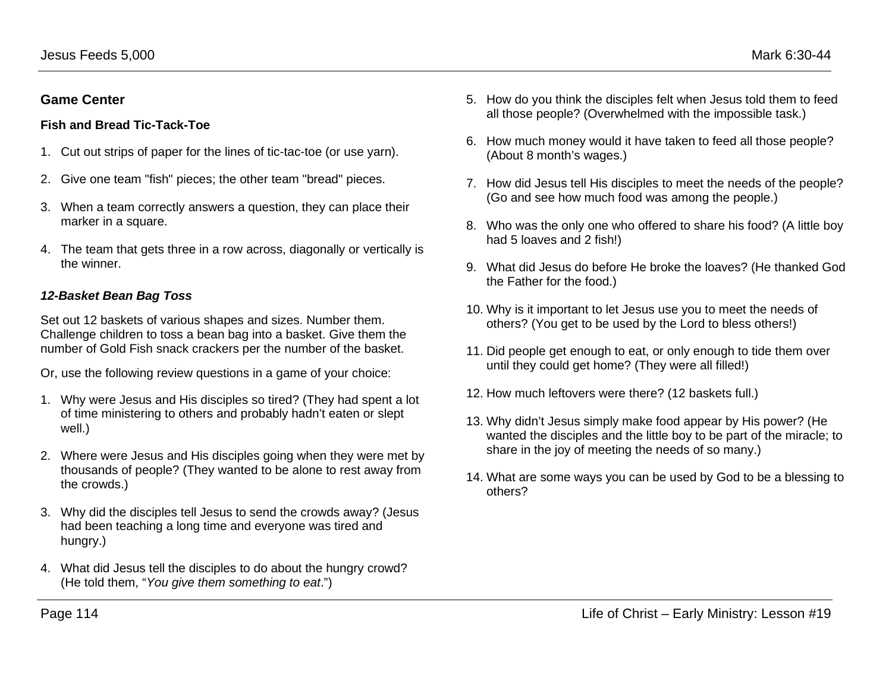## Game Center

### Fish and Bread Tic-Tack-Toe

1. Cut out strips of paper for the lines of tic-tac-toe (or use yarn).
2. Give one team "fish" pieces; the other team "bread" pieces.
3. When a team correctly answers a question, they can place their marker in a square.
4. The team that gets three in a row across, diagonally or vertically is the winner.

### *12-Basket Bean Bag Toss*

Set out 12 baskets of various shapes and sizes. Number them. Challenge children to toss a bean bag into a basket. Give them the number of Gold Fish snack crackers per the number of the basket.

Or, use the following review questions in a game of your choice:

1. Why were Jesus and His disciples so tired? (They had spent a lot of time ministering to others and probably hadn't eaten or slept well.)
2. Where were Jesus and His disciples going when they were met by thousands of people? (They wanted to be alone to rest away from the crowds.)
3. Why did the disciples tell Jesus to send the crowds away? (Jesus had been teaching a long time and everyone was tired and hungry.)
4. What did Jesus tell the disciples to do about the hungry crowd? (He told them, "*You give them something to eat*.")
5. How do you think the disciples felt when Jesus told them to feed all those people? (Overwhelmed with the impossible task.)
6. How much money would it have taken to feed all those people? (About 8 month's wages.)
7. How did Jesus tell His disciples to meet the needs of the people? (Go and see how much food was among the people.)
8. Who was the only one who offered to share his food? (A little boy had 5 loaves and 2 fish!)
9. What did Jesus do before He broke the loaves? (He thanked God the Father for the food.)
10. Why is it important to let Jesus use you to meet the needs of others? (You get to be used by the Lord to bless others!)
11. Did people get enough to eat, or only enough to tide them over until they could get home? (They were all filled!)
12. How much leftovers were there? (12 baskets full.)
13. Why didn't Jesus simply make food appear by His power? (He wanted the disciples and the little boy to be part of the miracle; to share in the joy of meeting the needs of so many.)
14. What are some ways you can be used by God to be a blessing to others?